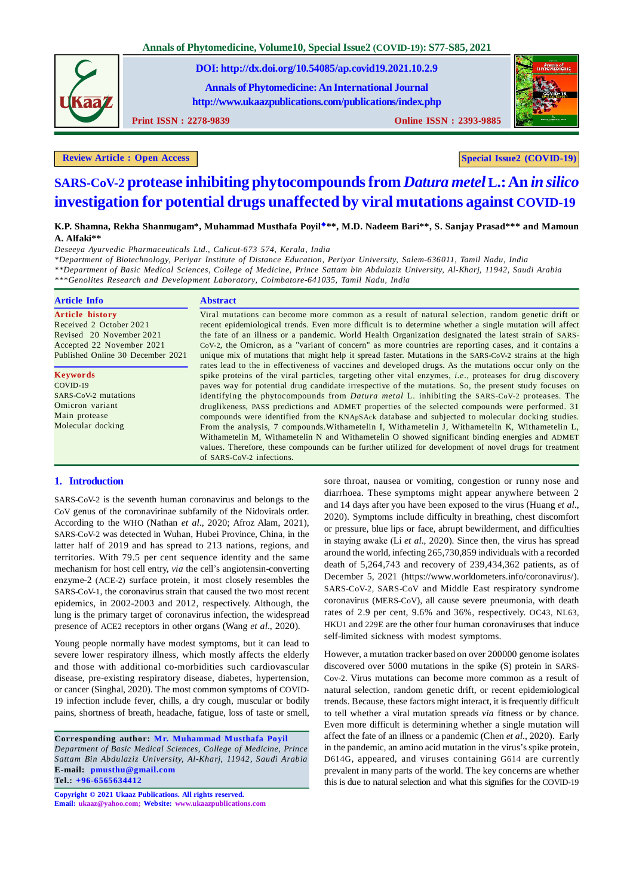DOI: http://dx.doi.org/10.54085/ap.covid19.2021.10.2.9

Annals of Phytomedicine: An International Journal
http://www.ukaazpublications.com/publications/index.php

Print ISSN : 2278-9839 Online ISSN : 2393-9885

**Review Article : Open Access** **Special Issue2 (COVID-19)**

# SARS-CoV-2 protease inhibiting phytocompounds from *Datura metel* L.: An *in silico* investigation for potential drugs unaffected by viral mutations against COVID-19

**K.P. Shamna, Rekha Shanmugam\*, Muhammad Musthafa Poyil♦\*\*, M.D. Nadeem Bari\*\*, S. Sanjay Prasad\*\*\* and Mamoun A. Alfaki\*\***

*Deseeya Ayurvedic Pharmaceuticals Ltd., Calicut-673 574, Kerala, India*
*\*Department of Biotechnology, Periyar Institute of Distance Education, Periyar University, Salem-636011, Tamil Nadu, India*
*\*\*Department of Basic Medical Sciences, College of Medicine, Prince Sattam bin Abdulaziz University, Al-Kharj, 11942, Saudi Arabia*
*\*\*\*Genolites Research and Development Laboratory, Coimbatore-641035, Tamil Nadu, India*

## Article Info

**Article history**
Received 2 October 2021
Revised 20 November 2021
Accepted 22 November 2021
Published Online 30 December 2021

**Keywords**
COVID-19
SARS-CoV-2 mutations
Omicron variant
Main protease
Molecular docking

## Abstract

Viral mutations can become more common as a result of natural selection, random genetic drift or recent epidemiological trends. Even more difficult is to determine whether a single mutation will affect the fate of an illness or a pandemic. World Health Organization designated the latest strain of SARS-CoV-2, the Omicron, as a "variant of concern" as more countries are reporting cases, and it contains a unique mix of mutations that might help it spread faster. Mutations in the SARS-CoV-2 strains at the high rates lead to the in effectiveness of vaccines and developed drugs. As the mutations occur only on the spike proteins of the viral particles, targeting other vital enzymes, *i.e.*, proteases for drug discovery paves way for potential drug candidate irrespective of the mutations. So, the present study focuses on identifying the phytocompounds from *Datura metal* L. inhibiting the SARS-CoV-2 proteases. The druglikeness, PASS predictions and ADMET properties of the selected compounds were performed. 31 compounds were identified from the KNApSAck database and subjected to molecular docking studies. From the analysis, 7 compounds.Withametelin I, Withametelin J, Withametelin K, Withametelin L, Withametelin M, Withametelin N and Withametelin O showed significant binding energies and ADMET values. Therefore, these compounds can be further utilized for development of novel drugs for treatment of SARS-CoV-2 infections.

## 1. Introduction

SARS-CoV-2 is the seventh human coronavirus and belongs to the CoV genus of the coronavirinae subfamily of the Nidovirals order. According to the WHO (Nathan *et al.*, 2020; Afroz Alam, 2021), SARS-CoV-2 was detected in Wuhan, Hubei Province, China, in the latter half of 2019 and has spread to 213 nations, regions, and territories. With 79.5 per cent sequence identity and the same mechanism for host cell entry, *via* the cell's angiotensin-converting enzyme-2 (ACE-2) surface protein, it most closely resembles the SARS-CoV-1, the coronavirus strain that caused the two most recent epidemics, in 2002-2003 and 2012, respectively. Although, the lung is the primary target of coronavirus infection, the widespread presence of ACE2 receptors in other organs (Wang *et al.*, 2020).

Young people normally have modest symptoms, but it can lead to severe lower respiratory illness, which mostly affects the elderly and those with additional co-morbidities such cardiovascular disease, pre-existing respiratory disease, diabetes, hypertension, or cancer (Singhal, 2020). The most common symptoms of COVID-19 infection include fever, chills, a dry cough, muscular or bodily pains, shortness of breath, headache, fatigue, loss of taste or smell, sore throat, nausea or vomiting, congestion or runny nose and diarrhoea. These symptoms might appear anywhere between 2 and 14 days after you have been exposed to the virus (Huang *et al.*, 2020). Symptoms include difficulty in breathing, chest discomfort or pressure, blue lips or face, abrupt bewilderment, and difficulties in staying awake (Li *et al.*, 2020). Since then, the virus has spread around the world, infecting 265,730,859 individuals with a recorded death of 5,264,743 and recovery of 239,434,362 patients, as of December 5, 2021 (https://www.worldometers.info/coronavirus/). SARS-CoV-2, SARS-CoV and Middle East respiratory syndrome coronavirus (MERS-CoV), all cause severe pneumonia, with death rates of 2.9 per cent, 9.6% and 36%, respectively. OC43, NL63, HKU1 and 229E are the other four human coronaviruses that induce self-limited sickness with modest symptoms.

However, a mutation tracker based on over 200000 genome isolates discovered over 5000 mutations in the spike (S) protein in SARS-Cov-2. Virus mutations can become more common as a result of natural selection, random genetic drift, or recent epidemiological trends. Because, these factors might interact, it is frequently difficult to tell whether a viral mutation spreads *via* fitness or by chance. Even more difficult is determining whether a single mutation will affect the fate of an illness or a pandemic (Chen *et al.*, 2020). Early in the pandemic, an amino acid mutation in the virus's spike protein, D614G, appeared, and viruses containing G614 are currently prevalent in many parts of the world. The key concerns are whether this is due to natural selection and what this signifies for the COVID-19

**Corresponding author: Mr. Muhammad Musthafa Poyil**
*Department of Basic Medical Sciences, College of Medicine, Prince Sattam Bin Abdulaziz University, Al-Kharj, 11942, Saudi Arabia*
**E-mail:** pmusthu@gmail.com
**Tel.:** +96-6565634412

**Copyright © 2021 Ukaaz Publications. All rights reserved.**
**Email:** ukaaz@yahoo.com; **Website:** www.ukaazpublications.com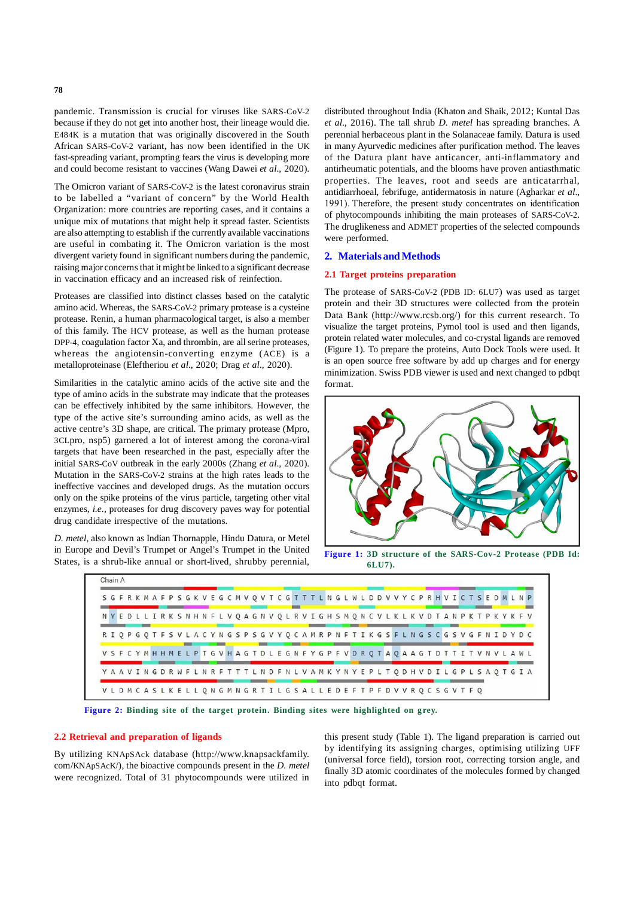pandemic. Transmission is crucial for viruses like SARS-CoV-2 because if they do not get into another host, their lineage would die. E484K is a mutation that was originally discovered in the South African SARS-CoV-2 variant, has now been identified in the UK fast-spreading variant, prompting fears the virus is developing more and could become resistant to vaccines (Wang Dawei *et al*., 2020).

The Omicron variant of SARS-CoV-2 is the latest coronavirus strain to be labelled a "variant of concern" by the World Health Organization: more countries are reporting cases, and it contains a unique mix of mutations that might help it spread faster. Scientists are also attempting to establish if the currently available vaccinations are useful in combating it. The Omicron variation is the most divergent variety found in significant numbers during the pandemic, raising major concerns that it might be linked to a significant decrease in vaccination efficacy and an increased risk of reinfection.

Proteases are classified into distinct classes based on the catalytic amino acid. Whereas, the SARS-CoV-2 primary protease is a cysteine protease. Renin, a human pharmacological target, is also a member of this family. The HCV protease, as well as the human protease DPP-4, coagulation factor Xa, and thrombin, are all serine proteases, whereas the angiotensin-converting enzyme (ACE) is a metalloproteinase (Eleftheriou *et al*., 2020; Drag *et al*., 2020).

Similarities in the catalytic amino acids of the active site and the type of amino acids in the substrate may indicate that the proteases can be effectively inhibited by the same inhibitors. However, the type of the active site's surrounding amino acids, as well as the active centre's 3D shape, are critical. The primary protease (Mpro, 3CLpro, nsp5) garnered a lot of interest among the corona-viral targets that have been researched in the past, especially after the initial SARS-CoV outbreak in the early 2000s (Zhang *et al*., 2020). Mutation in the SARS-CoV-2 strains at the high rates leads to the ineffective vaccines and developed drugs. As the mutation occurs only on the spike proteins of the virus particle, targeting other vital enzymes, *i.e.*, proteases for drug discovery paves way for potential drug candidate irrespective of the mutations.

*D. metel*, also known as Indian Thornapple, Hindu Datura, or Metel in Europe and Devil's Trumpet or Angel's Trumpet in the United States, is a shrub-like annual or short-lived, shrubby perennial, distributed throughout India (Khaton and Shaik, 2012; Kuntal Das *et al*., 2016). The tall shrub *D. metel* has spreading branches. A perennial herbaceous plant in the Solanaceae family. Datura is used in many Ayurvedic medicines after purification method. The leaves of the Datura plant have anticancer, anti-inflammatory and antirheumatic potentials, and the blooms have proven antiasthmatic properties. The leaves, root and seeds are anticatarrhal, antidiarrhoeal, febrifuge, antidermatosis in nature (Agharkar *et al*., 1991). Therefore, the present study concentrates on identification of phytocompounds inhibiting the main proteases of SARS-CoV-2. The druglikeness and ADMET properties of the selected compounds were performed.

## 2. Materials and Methods

### 2.1 Target proteins preparation

The protease of SARS-CoV-2 (PDB ID: 6LU7) was used as target protein and their 3D structures were collected from the protein Data Bank (http://www.rcsb.org/) for this current research. To visualize the target proteins, Pymol tool is used and then ligands, protein related water molecules, and co-crystal ligands are removed (Figure 1). To prepare the proteins, Auto Dock Tools were used. It is an open source free software by add up charges and for energy minimization. Swiss PDB viewer is used and next changed to pdbqt format.

Figure 1: 3D structure of the SARS-Cov-2 Protease (PDB Id: 6LU7).

```
Chain A
S G F R K M A F P S G K V E G C M V Q V T C G T T T L N G L W L D D V V Y C P R H V I C T S E D M L N P
N Y E D L L I R K S N H N F L V Q A G N V Q L R V I G H S M Q N C V L K L K V D T A N P K T P K Y K F V
R I Q P G Q T F S V L A C Y N G S P S G V Y Q C A M R P N F T I K G S F L N G S C G S V G F N I D Y D C
V S F C Y M H H M E L P T G V H A G T D L E G N F Y G P F V D R Q T A Q A A G T D T T I T V N V L A W L
Y A A V I N G D R W F L N R F T T T L N D F N L V A M K Y N Y E P L T Q D H V D I L G P L S A Q T G I A
V L D M C A S L K E L L Q N G M N G R T I L G S A L L E D E F T P F D V V R Q C S G V T F Q
```

Figure 2: Binding site of the target protein. Binding sites were highlighted on grey.

### 2.2 Retrieval and preparation of ligands

By utilizing KNApSAck database (http://www.knapsackfamily.com/KNApSAcK/), the bioactive compounds present in the *D. metel* were recognized. Total of 31 phytocompounds were utilized in this present study (Table 1). The ligand preparation is carried out by identifying its assigning charges, optimising utilizing UFF (universal force field), torsion root, correcting torsion angle, and finally 3D atomic coordinates of the molecules formed by changed into pdbqt format.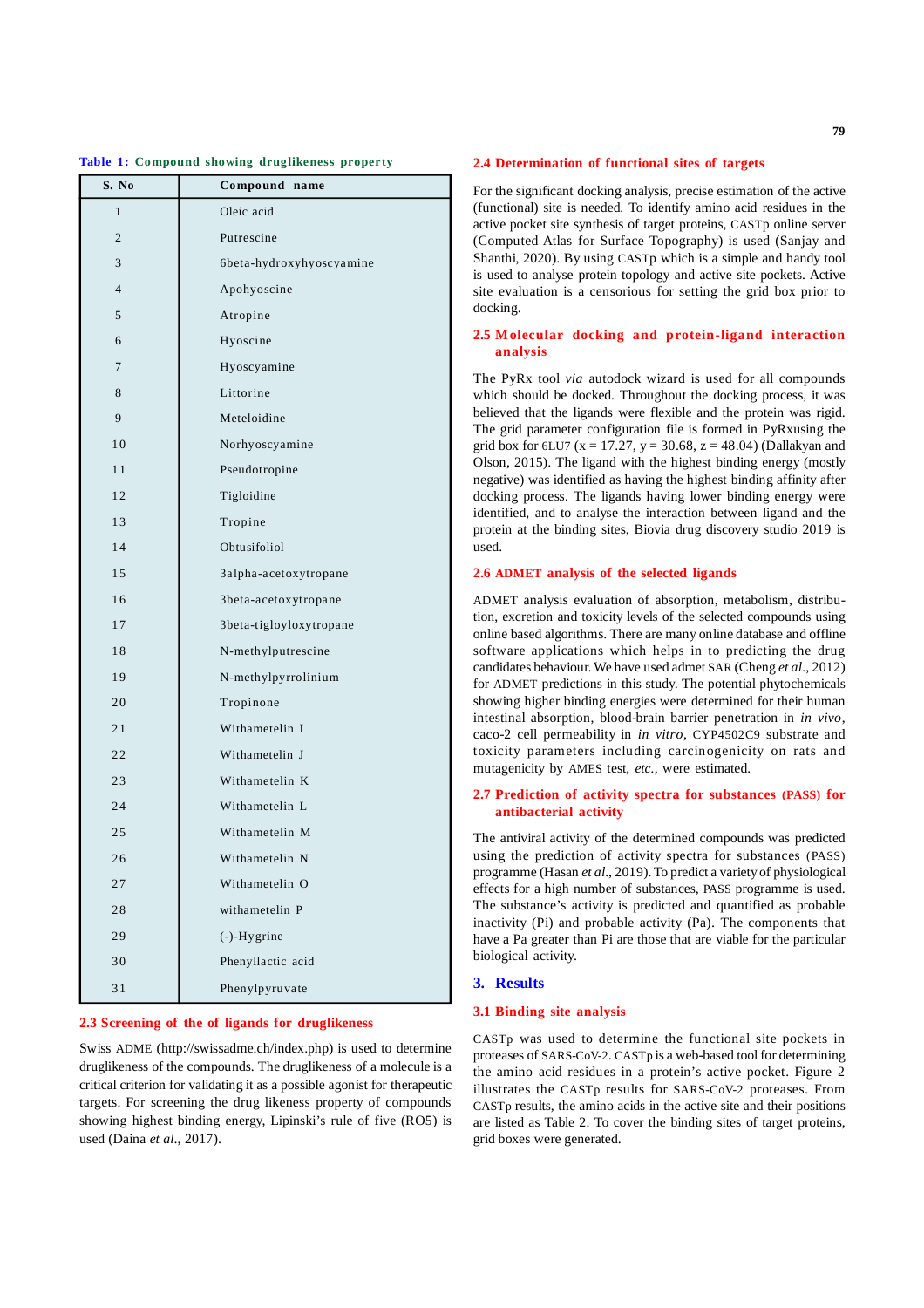**Table 1: Compound showing druglikeness property**

| S. No | Compound name |
|---|---|
| 1 | Oleic acid |
| 2 | Putrescine |
| 3 | 6beta-hydroxyhyoscyamine |
| 4 | Apohyoscine |
| 5 | Atropine |
| 6 | Hyoscine |
| 7 | Hyoscyamine |
| 8 | Littorine |
| 9 | Meteloidine |
| 10 | Norhyoscyamine |
| 11 | Pseudotropine |
| 12 | Tigloidine |
| 13 | Tropine |
| 14 | Obtusifoliol |
| 15 | 3alpha-acetoxytropane |
| 16 | 3beta-acetoxytropane |
| 17 | 3beta-tigloyloxytropane |
| 18 | N-methylputrescine |
| 19 | N-methylpyrrolinium |
| 20 | Tropinone |
| 21 | Withametelin I |
| 22 | Withametelin J |
| 23 | Withametelin K |
| 24 | Withametelin L |
| 25 | Withametelin M |
| 26 | Withametelin N |
| 27 | Withametelin O |
| 28 | withametelin P |
| 29 | (-)-Hygrine |
| 30 | Phenyllactic acid |
| 31 | Phenylpyruvate |

### 2.3 Screening of the of ligands for druglikeness

Swiss ADME (http://swissadme.ch/index.php) is used to determine druglikeness of the compounds. The druglikeness of a molecule is a critical criterion for validating it as a possible agonist for therapeutic targets. For screening the drug likeness property of compounds showing highest binding energy, Lipinski's rule of five (RO5) is used (Daina *et al*., 2017).

### 2.4 Determination of functional sites of targets

For the significant docking analysis, precise estimation of the active (functional) site is needed. To identify amino acid residues in the active pocket site synthesis of target proteins, CASTp online server (Computed Atlas for Surface Topography) is used (Sanjay and Shanthi, 2020). By using CASTp which is a simple and handy tool is used to analyse protein topology and active site pockets. Active site evaluation is a censorious for setting the grid box prior to docking.

### 2.5 Molecular docking and protein-ligand interaction analysis

The PyRx tool *via* autodock wizard is used for all compounds which should be docked. Throughout the docking process, it was believed that the ligands were flexible and the protein was rigid. The grid parameter configuration file is formed in PyRxusing the grid box for 6LU7 (x = 17.27, y = 30.68, z = 48.04) (Dallakyan and Olson, 2015). The ligand with the highest binding energy (mostly negative) was identified as having the highest binding affinity after docking process. The ligands having lower binding energy were identified, and to analyse the interaction between ligand and the protein at the binding sites, Biovia drug discovery studio 2019 is used.

### 2.6 ADMET analysis of the selected ligands

ADMET analysis evaluation of absorption, metabolism, distribution, excretion and toxicity levels of the selected compounds using online based algorithms. There are many online database and offline software applications which helps in to predicting the drug candidates behaviour. We have used admet SAR (Cheng *et al*., 2012) for ADMET predictions in this study. The potential phytochemicals showing higher binding energies were determined for their human intestinal absorption, blood-brain barrier penetration in *in vivo*, caco-2 cell permeability in *in vitro*, CYP4502C9 substrate and toxicity parameters including carcinogenicity on rats and mutagenicity by AMES test, *etc.*, were estimated.

### 2.7 Prediction of activity spectra for substances (PASS) for antibacterial activity

The antiviral activity of the determined compounds was predicted using the prediction of activity spectra for substances (PASS) programme (Hasan *et al*., 2019). To predict a variety of physiological effects for a high number of substances, PASS programme is used. The substance's activity is predicted and quantified as probable inactivity (Pi) and probable activity (Pa). The components that have a Pa greater than Pi are those that are viable for the particular biological activity.

## 3. Results

### 3.1 Binding site analysis

CASTp was used to determine the functional site pockets in proteases of SARS-CoV-2. CASTp is a web-based tool for determining the amino acid residues in a protein's active pocket. Figure 2 illustrates the CASTp results for SARS-CoV-2 proteases. From CASTp results, the amino acids in the active site and their positions are listed as Table 2. To cover the binding sites of target proteins, grid boxes were generated.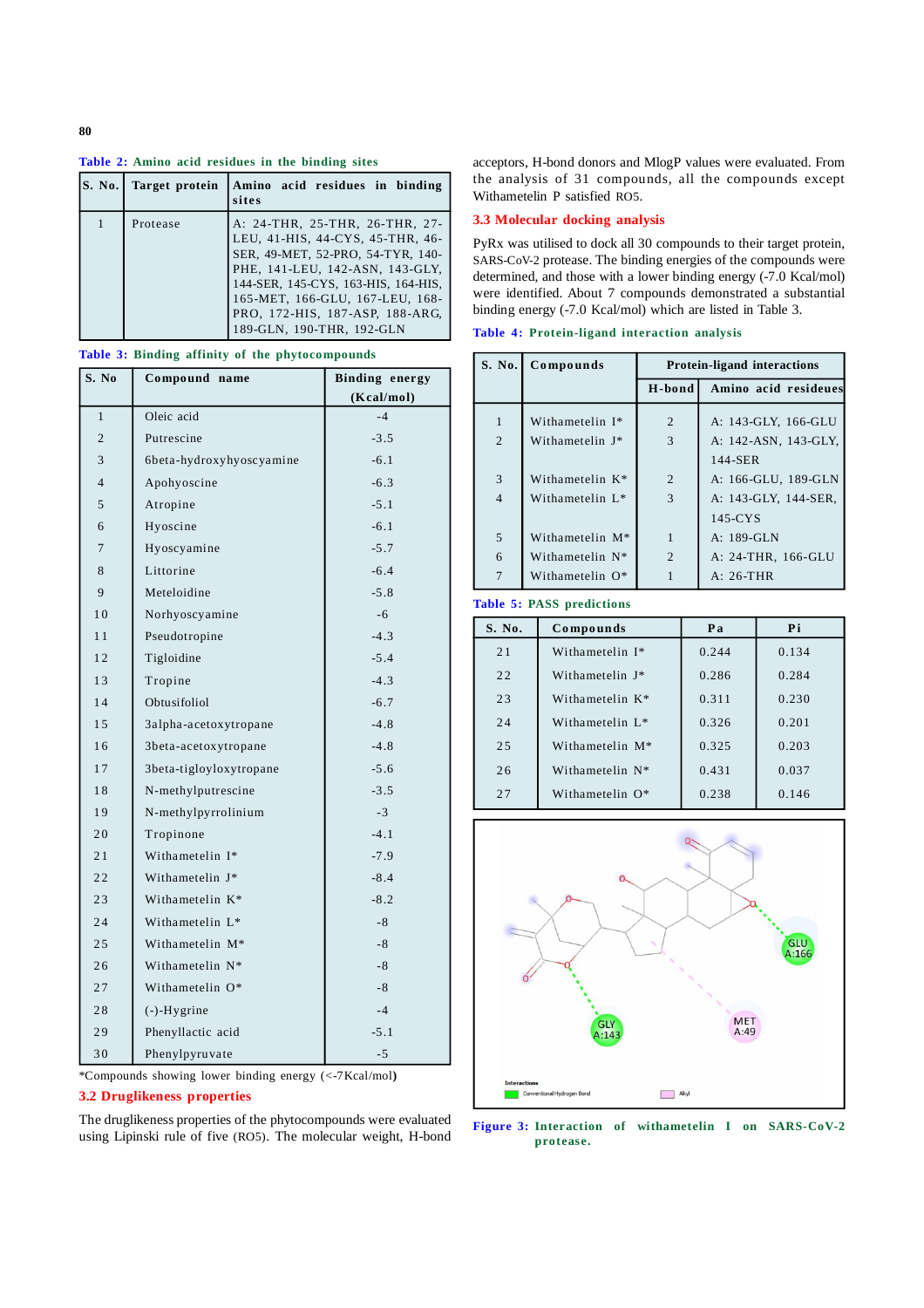**Table 2: Amino acid residues in the binding sites**

| S. No. | Target protein | Amino acid residues in binding sites |
|---|---|---|
| 1 | Protease | A: 24-THR, 25-THR, 26-THR, 27-LEU, 41-HIS, 44-CYS, 45-THR, 46-SER, 49-MET, 52-PRO, 54-TYR, 140-PHE, 141-LEU, 142-ASN, 143-GLY, 144-SER, 145-CYS, 163-HIS, 164-HIS, 165-MET, 166-GLU, 167-LEU, 168-PRO, 172-HIS, 187-ASP, 188-ARG, 189-GLN, 190-THR, 192-GLN |

**Table 3: Binding affinity of the phytocompounds**

| S. No | Compound name | Binding energy (Kcal/mol) |
|---|---|---|
| 1 | Oleic acid | -4 |
| 2 | Putrescine | -3.5 |
| 3 | 6beta-hydroxyhyoscyamine | -6.1 |
| 4 | Apohyoscine | -6.3 |
| 5 | Atropine | -5.1 |
| 6 | Hyoscine | -6.1 |
| 7 | Hyoscyamine | -5.7 |
| 8 | Littorine | -6.4 |
| 9 | Meteloidine | -5.8 |
| 10 | Norhyoscyamine | -6 |
| 11 | Pseudotropine | -4.3 |
| 12 | Tigloidine | -5.4 |
| 13 | Tropine | -4.3 |
| 14 | Obtusifoliol | -6.7 |
| 15 | 3alpha-acetoxytropane | -4.8 |
| 16 | 3beta-acetoxytropane | -4.8 |
| 17 | 3beta-tigloyloxytropane | -5.6 |
| 18 | N-methylputrescine | -3.5 |
| 19 | N-methylpyrrolinium | -3 |
| 20 | Tropinone | -4.1 |
| 21 | Withametelin I* | -7.9 |
| 22 | Withametelin J* | -8.4 |
| 23 | Withametelin K* | -8.2 |
| 24 | Withametelin L* | -8 |
| 25 | Withametelin M* | -8 |
| 26 | Withametelin N* | -8 |
| 27 | Withametelin O* | -8 |
| 28 | (-)-Hygrine | -4 |
| 29 | Phenyllactic acid | -5.1 |
| 30 | Phenylpyruvate | -5 |

*Compounds showing lower binding energy (<-7Kcal/mol)

## 3.2 Druglikeness properties

The druglikeness properties of the phytocompounds were evaluated using Lipinski rule of five (RO5). The molecular weight, H-bond acceptors, H-bond donors and MlogP values were evaluated. From the analysis of 31 compounds, all the compounds except Withametelin P satisfied RO5.

## 3.3 Molecular docking analysis

PyRx was utilised to dock all 30 compounds to their target protein, SARS-CoV-2 protease. The binding energies of the compounds were determined, and those with a lower binding energy (-7.0 Kcal/mol) were identified. About 7 compounds demonstrated a substantial binding energy (-7.0 Kcal/mol) which are listed in Table 3.

**Table 4: Protein-ligand interaction analysis**

| S. No. | Compounds | Protein-ligand interactions | |
|---|---|---|---|
| | | H-bond | Amino acid resideues |
| 1 | Withametelin I* | 2 | A: 143-GLY, 166-GLU |
| 2 | Withametelin J* | 3 | A: 142-ASN, 143-GLY, 144-SER |
| 3 | Withametelin K* | 2 | A: 166-GLU, 189-GLN |
| 4 | Withametelin L* | 3 | A: 143-GLY, 144-SER, 145-CYS |
| 5 | Withametelin M* | 1 | A: 189-GLN |
| 6 | Withametelin N* | 2 | A: 24-THR, 166-GLU |
| 7 | Withametelin O* | 1 | A: 26-THR |

**Table 5: PASS predictions**

| S. No. | Compounds | Pa | Pi |
|---|---|---|---|
| 21 | Withametelin I* | 0.244 | 0.134 |
| 22 | Withametelin J* | 0.286 | 0.284 |
| 23 | Withametelin K* | 0.311 | 0.230 |
| 24 | Withametelin L* | 0.326 | 0.201 |
| 25 | Withametelin M* | 0.325 | 0.203 |
| 26 | Withametelin N* | 0.431 | 0.037 |
| 27 | Withametelin O* | 0.238 | 0.146 |

**Figure 3: Interaction of withametelin I on SARS-CoV-2 protease.**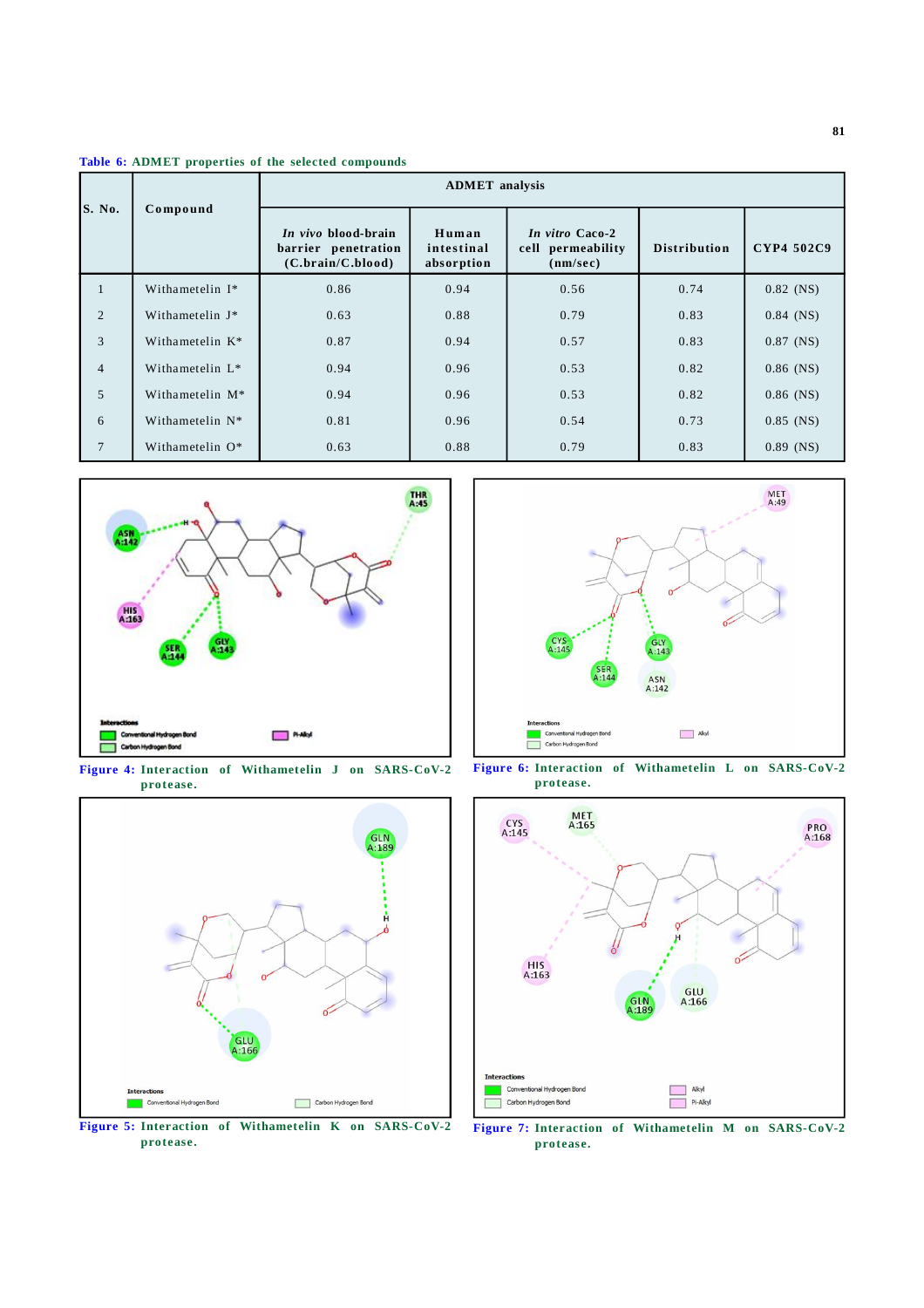**Table 6: ADMET properties of the selected compounds**

| S. No. | Compound | ADMET analysis | | | | |
|---|---|---|---|---|---|---|
| | | *In vivo* blood-brain barrier penetration (C.brain/C.blood) | Human intestinal absorption | *In vitro* Caco-2 cell permeability (nm/sec) | Distribution | CYP4 502C9 |
| 1 | Withametelin I* | 0.86 | 0.94 | 0.56 | 0.74 | 0.82 (NS) |
| 2 | Withametelin J* | 0.63 | 0.88 | 0.79 | 0.83 | 0.84 (NS) |
| 3 | Withametelin K* | 0.87 | 0.94 | 0.57 | 0.83 | 0.87 (NS) |
| 4 | Withametelin L* | 0.94 | 0.96 | 0.53 | 0.82 | 0.86 (NS) |
| 5 | Withametelin M* | 0.94 | 0.96 | 0.53 | 0.82 | 0.86 (NS) |
| 6 | Withametelin N* | 0.81 | 0.96 | 0.54 | 0.73 | 0.85 (NS) |
| 7 | Withametelin O* | 0.63 | 0.88 | 0.79 | 0.83 | 0.89 (NS) |

**Figure 4:** Interaction of Withametelin J on SARS-CoV-2 protease.

**Figure 6:** Interaction of Withametelin L on SARS-CoV-2 protease.

**Figure 5:** Interaction of Withametelin K on SARS-CoV-2 protease.

**Figure 7:** Interaction of Withametelin M on SARS-CoV-2 protease.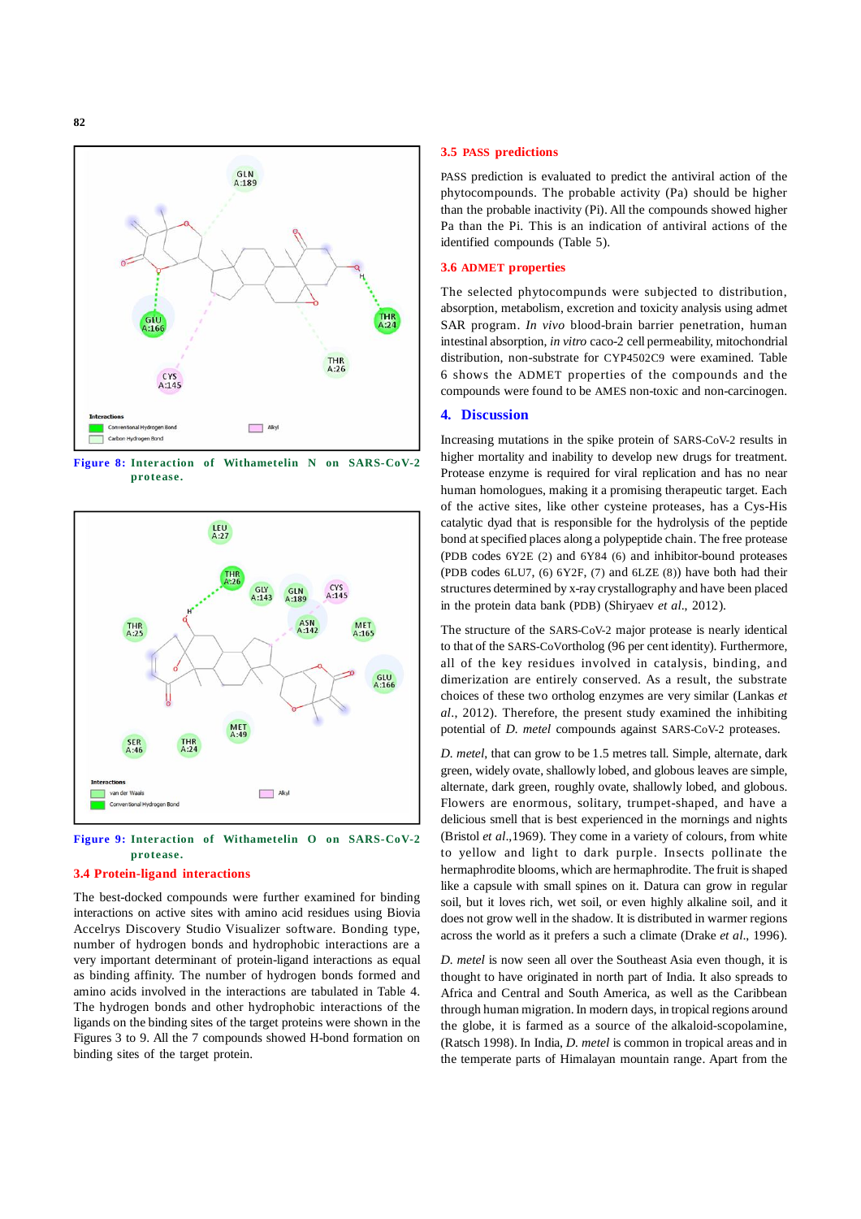Figure 8: Interaction of Withametelin N on SARS-CoV-2 protease.

Figure 9: Interaction of Withametelin O on SARS-CoV-2 protease.

### 3.4 Protein-ligand interactions

The best-docked compounds were further examined for binding interactions on active sites with amino acid residues using Biovia Accelrys Discovery Studio Visualizer software. Bonding type, number of hydrogen bonds and hydrophobic interactions are a very important determinant of protein-ligand interactions as equal as binding affinity. The number of hydrogen bonds formed and amino acids involved in the interactions are tabulated in Table 4. The hydrogen bonds and other hydrophobic interactions of the ligands on the binding sites of the target proteins were shown in the Figures 3 to 9. All the 7 compounds showed H-bond formation on binding sites of the target protein.

### 3.5 PASS predictions

PASS prediction is evaluated to predict the antiviral action of the phytocompounds. The probable activity (Pa) should be higher than the probable inactivity (Pi). All the compounds showed higher Pa than the Pi. This is an indication of antiviral actions of the identified compounds (Table 5).

### 3.6 ADMET properties

The selected phytocompounds were subjected to distribution, absorption, metabolism, excretion and toxicity analysis using admet SAR program. *In vivo* blood-brain barrier penetration, human intestinal absorption, *in vitro* caco-2 cell permeability, mitochondrial distribution, non-substrate for CYP4502C9 were examined. Table 6 shows the ADMET properties of the compounds and the compounds were found to be AMES non-toxic and non-carcinogen.

## 4. Discussion

Increasing mutations in the spike protein of SARS-CoV-2 results in higher mortality and inability to develop new drugs for treatment. Protease enzyme is required for viral replication and has no near human homologues, making it a promising therapeutic target. Each of the active sites, like other cysteine proteases, has a Cys-His catalytic dyad that is responsible for the hydrolysis of the peptide bond at specified places along a polypeptide chain. The free protease (PDB codes 6Y2E (2) and 6Y84 (6) and inhibitor-bound proteases (PDB codes 6LU7, (6) 6Y2F, (7) and 6LZE (8)) have both had their structures determined by x-ray crystallography and have been placed in the protein data bank (PDB) (Shiryaev *et al*., 2012).

The structure of the SARS-CoV-2 major protease is nearly identical to that of the SARS-CoVortholog (96 per cent identity). Furthermore, all of the key residues involved in catalysis, binding, and dimerization are entirely conserved. As a result, the substrate choices of these two ortholog enzymes are very similar (Lankas *et al*., 2012). Therefore, the present study examined the inhibiting potential of *D. metel* compounds against SARS-CoV-2 proteases.

*D. metel*, that can grow to be 1.5 metres tall. Simple, alternate, dark green, widely ovate, shallowly lobed, and globous leaves are simple, alternate, dark green, roughly ovate, shallowly lobed, and globous. Flowers are enormous, solitary, trumpet-shaped, and have a delicious smell that is best experienced in the mornings and nights (Bristol *et al*.,1969). They come in a variety of colours, from white to yellow and light to dark purple. Insects pollinate the hermaphrodite blooms, which are hermaphrodite. The fruit is shaped like a capsule with small spines on it. Datura can grow in regular soil, but it loves rich, wet soil, or even highly alkaline soil, and it does not grow well in the shadow. It is distributed in warmer regions across the world as it prefers a such a climate (Drake *et al*., 1996).

*D. metel* is now seen all over the Southeast Asia even though, it is thought to have originated in north part of India. It also spreads to Africa and Central and South America, as well as the Caribbean through human migration. In modern days, in tropical regions around the globe, it is farmed as a source of the alkaloid-scopolamine, (Ratsch 1998). In India, *D. metel* is common in tropical areas and in the temperate parts of Himalayan mountain range. Apart from the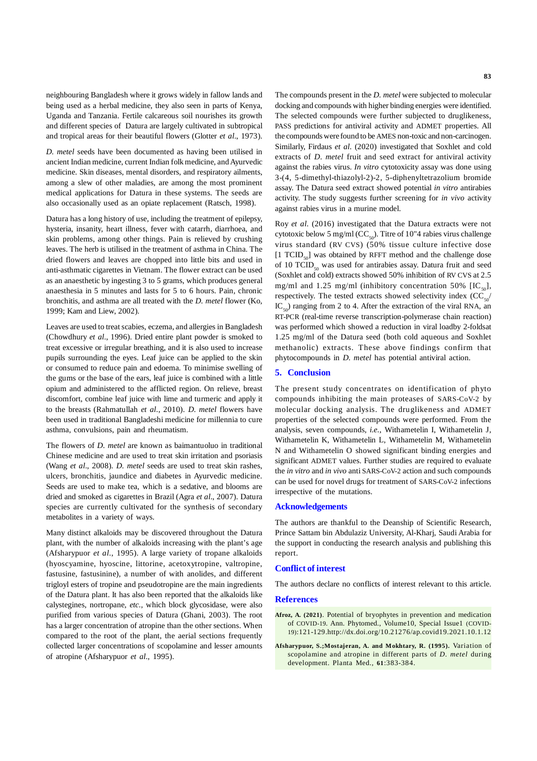neighbouring Bangladesh where it grows widely in fallow lands and being used as a herbal medicine, they also seen in parts of Kenya, Uganda and Tanzania. Fertile calcareous soil nourishes its growth and different species of Datura are largely cultivated in subtropical and tropical areas for their beautiful flowers (Glotter *et al*., 1973).

*D. metel* seeds have been documented as having been utilised in ancient Indian medicine, current Indian folk medicine, and Ayurvedic medicine. Skin diseases, mental disorders, and respiratory ailments, among a slew of other maladies, are among the most prominent medical applications for Datura in these systems. The seeds are also occasionally used as an opiate replacement (Ratsch, 1998).

Datura has a long history of use, including the treatment of epilepsy, hysteria, insanity, heart illness, fever with catarrh, diarrhoea, and skin problems, among other things. Pain is relieved by crushing leaves. The herb is utilised in the treatment of asthma in China. The dried flowers and leaves are chopped into little bits and used in anti-asthmatic cigarettes in Vietnam. The flower extract can be used as an anaesthetic by ingesting 3 to 5 grams, which produces general anaesthesia in 5 minutes and lasts for 5 to 6 hours. Pain, chronic bronchitis, and asthma are all treated with the *D. metel* flower (Ko, 1999; Kam and Liew, 2002).

Leaves are used to treat scabies, eczema, and allergies in Bangladesh (Chowdhury *et al*., 1996). Dried entire plant powder is smoked to treat excessive or irregular breathing, and it is also used to increase pupils surrounding the eyes. Leaf juice can be applied to the skin or consumed to reduce pain and edoema. To minimise swelling of the gums or the base of the ears, leaf juice is combined with a little opium and administered to the afflicted region. On relieve, breast discomfort, combine leaf juice with lime and turmeric and apply it to the breasts (Rahmatullah *et al*., 2010). *D. metel* flowers have been used in traditional Bangladeshi medicine for millennia to cure asthma, convulsions, pain and rheumatism.

The flowers of *D. metel* are known as baimantuoluo in traditional Chinese medicine and are used to treat skin irritation and psoriasis (Wang *et al*., 2008). *D. metel* seeds are used to treat skin rashes, ulcers, bronchitis, jaundice and diabetes in Ayurvedic medicine. Seeds are used to make tea, which is a sedative, and blooms are dried and smoked as cigarettes in Brazil (Agra *et al*., 2007). Datura species are currently cultivated for the synthesis of secondary metabolites in a variety of ways.

Many distinct alkaloids may be discovered throughout the Datura plant, with the number of alkaloids increasing with the plant's age (Afsharypuor *et al.*, 1995). A large variety of tropane alkaloids (hyoscyamine, hyoscine, littorine, acetoxytropine, valtropine, fastusine, fastusinine), a number of with anolides, and different trigloyl esters of tropine and pseudotropine are the main ingredients of the Datura plant. It has also been reported that the alkaloids like calystegines, nortropane, *etc.*, which block glycosidase, were also purified from various species of Datura (Ghani, 2003). The root has a larger concentration of atropine than the other sections. When compared to the root of the plant, the aerial sections frequently collected larger concentrations of scopolamine and lesser amounts of atropine (Afsharypuor *et al*., 1995).

The compounds present in the *D. metel* were subjected to molecular docking and compounds with higher binding energies were identified. The selected compounds were further subjected to druglikeness, PASS predictions for antiviral activity and ADMET properties. All the compounds were found to be AMES non-toxic and non-carcinogen. Similarly, Firdaus *et al.* (2020) investigated that Soxhlet and cold extracts of *D. metel* fruit and seed extract for antiviral activity against the rabies virus. *In vitro* cytotoxicity assay was done using 3-(4, 5-dimethyl-thiazolyl-2)-2, 5-diphenyltetrazolium bromide assay. The Datura seed extract showed potential *in vitro* antirabies activity. The study suggests further screening for *in vivo* activity against rabies virus in a murine model.

Roy *et al.* (2016) investigated that the Datura extracts were not cytotoxic below 5 mg/ml ($CC_{50}$). Titre of 10"4 rabies virus challenge virus standard (RV CVS) (50% tissue culture infective dose [1 $TCID_{50}$] was obtained by RFFT method and the challenge dose of 10 $TCID_{50}$ was used for antirabies assay. Datura fruit and seed (Soxhlet and cold) extracts showed 50% inhibition of RV CVS at 2.5 mg/ml and 1.25 mg/ml (inhibitory concentration 50% [$IC_{50}$], respectively. The tested extracts showed selectivity index ($CC_{50}$/$IC_{50}$) ranging from 2 to 4. After the extraction of the viral RNA, an RT-PCR (real-time reverse transcription-polymerase chain reaction) was performed which showed a reduction in viral loadby 2-foldsat 1.25 mg/ml of the Datura seed (both cold aqueous and Soxhlet methanolic) extracts. These above findings confirm that phytocompounds in *D. metel* has potential antiviral action.

## 5. Conclusion

The present study concentrates on identification of phyto compounds inhibiting the main proteases of SARS-CoV-2 by molecular docking analysis. The druglikeness and ADMET properties of the selected compounds were performed. From the analysis, seven compounds, *i.e.*, Withametelin I, Withametelin J, Withametelin K, Withametelin L, Withametelin M, Withametelin N and Withametelin O showed significant binding energies and significant ADMET values. Further studies are required to evaluate the *in vitro* and *in vivo* anti SARS-CoV-2 action and such compounds can be used for novel drugs for treatment of SARS-CoV-2 infections irrespective of the mutations.

## Acknowledgements

The authors are thankful to the Deanship of Scientific Research, Prince Sattam bin Abdulaziz University, Al-Kharj, Saudi Arabia for the support in conducting the research analysis and publishing this report.

## Conflict of interest

The authors declare no conflicts of interest relevant to this article.

## References

**Afroz, A. (2021)**. Potential of bryophytes in prevention and medication of COVID-19. Ann. Phytomed., Volume10, Special Issue1 (COVID-19):121-129.http://dx.doi.org/10.21276/ap.covid19.2021.10.1.12

**Afsharypuor, S.;Mostajeran, A. and Mokhtary, R. (1995).** Variation of scopolamine and atropine in different parts of *D. metel* during development. Planta Med., **61**:383-384.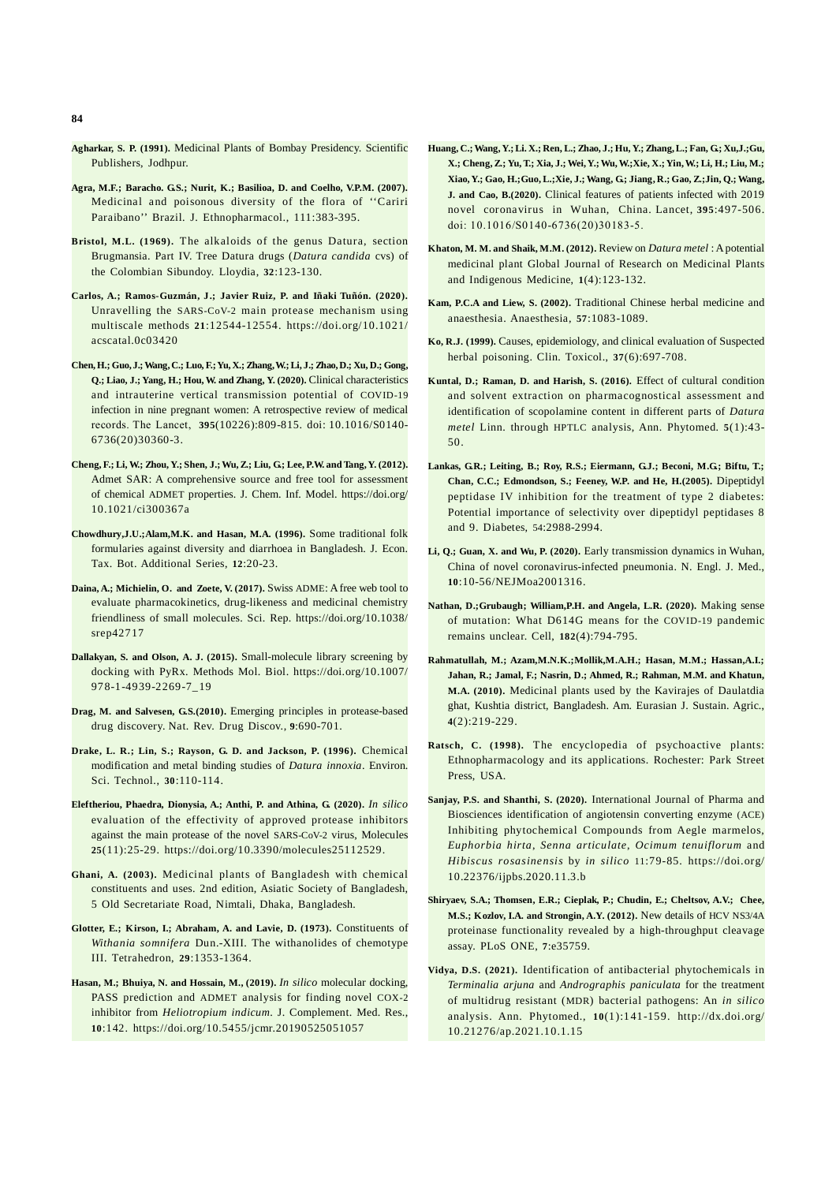**Agharkar, S. P. (1991).** Medicinal Plants of Bombay Presidency. Scientific Publishers, Jodhpur.

**Agra, M.F.; Baracho. G.S.; Nurit, K.; Basilioa, D. and Coelho, V.P.M. (2007).** Medicinal and poisonous diversity of the flora of ''Cariri Paraibano'' Brazil. J. Ethnopharmacol., 111:383-395.

**Bristol, M.L. (1969).** The alkaloids of the genus Datura, section Brugmansia. Part IV. Tree Datura drugs (*Datura candida* cvs) of the Colombian Sibundoy. Lloydia, **32**:123-130.

**Carlos, A.; Ramos-Guzmán, J.; Javier Ruiz, P. and Iñaki Tuñón. (2020).** Unravelling the SARS-CoV-2 main protease mechanism using multiscale methods **21**:12544-12554. https://doi.org/10.1021/acscatal.0c03420

**Chen, H.; Guo, J.; Wang, C.; Luo, F.; Yu, X.; Zhang, W.; Li, J.; Zhao, D.; Xu, D.; Gong, Q.; Liao, J.; Yang, H.; Hou, W. and Zhang, Y. (2020).** Clinical characteristics and intrauterine vertical transmission potential of COVID-19 infection in nine pregnant women: A retrospective review of medical records. The Lancet, **395**(10226):809-815. doi: 10.1016/S0140-6736(20)30360-3.

**Cheng, F.; Li, W.; Zhou, Y.; Shen, J.; Wu, Z.; Liu, G.; Lee, P.W. and Tang, Y. (2012).** Admet SAR: A comprehensive source and free tool for assessment of chemical ADMET properties. J. Chem. Inf. Model. https://doi.org/10.1021/ci300367a

**Chowdhury,J.U.;Alam,M.K. and Hasan, M.A. (1996).** Some traditional folk formularies against diversity and diarrhoea in Bangladesh. J. Econ. Tax. Bot. Additional Series, **12**:20-23.

**Daina, A.; Michielin, O. and Zoete, V. (2017).** Swiss ADME: A free web tool to evaluate pharmacokinetics, drug-likeness and medicinal chemistry friendliness of small molecules. Sci. Rep. https://doi.org/10.1038/srep42717

**Dallakyan, S. and Olson, A. J. (2015).** Small-molecule library screening by docking with PyRx. Methods Mol. Biol. https://doi.org/10.1007/978-1-4939-2269-7_19

**Drag, M. and Salvesen, G.S.(2010).** Emerging principles in protease-based drug discovery. Nat. Rev. Drug Discov., **9**:690-701.

**Drake, L. R.; Lin, S.; Rayson, G. D. and Jackson, P. (1996).** Chemical modification and metal binding studies of *Datura innoxia*. Environ. Sci. Technol., **30**:110-114.

**Eleftheriou, Phaedra, Dionysia, A.; Anthi, P. and Athina, G. (2020).** *In silico* evaluation of the effectivity of approved protease inhibitors against the main protease of the novel SARS-CoV-2 virus, Molecules **25**(11):25-29. https://doi.org/10.3390/molecules25112529.

**Ghani, A. (2003).** Medicinal plants of Bangladesh with chemical constituents and uses. 2nd edition, Asiatic Society of Bangladesh, 5 Old Secretariate Road, Nimtali, Dhaka, Bangladesh.

**Glotter, E.; Kirson, I.; Abraham, A. and Lavie, D. (1973).** Constituents of *Withania somnifera* Dun.-XIII. The withanolides of chemotype III. Tetrahedron, **29**:1353-1364.

**Hasan, M.; Bhuiya, N. and Hossain, M., (2019).** *In silico* molecular docking, PASS prediction and ADMET analysis for finding novel COX-2 inhibitor from *Heliotropium indicum*. J. Complement. Med. Res., **10**:142. https://doi.org/10.5455/jcmr.20190525051057

**Huang, C.; Wang, Y.; Li. X.; Ren, L.; Zhao, J.; Hu, Y.; Zhang, L.; Fan, G.; Xu,J.;Gu, X.; Cheng, Z.; Yu, T.; Xia, J.; Wei, Y.; Wu, W.;Xie, X.; Yin, W.; Li, H.; Liu, M.; Xiao, Y.; Gao, H.;Guo, L.;Xie, J.; Wang, G.; Jiang, R.; Gao, Z.;Jin, Q.; Wang, J. and Cao, B.(2020).** Clinical features of patients infected with 2019 novel coronavirus in Wuhan, China. Lancet, **395**:497-506. doi: 10.1016/S0140-6736(20)30183-5.

**Khaton, M. M. and Shaik, M.M. (2012).** Review on *Datura metel* : A potential medicinal plant Global Journal of Research on Medicinal Plants and Indigenous Medicine, **1**(4):123-132.

**Kam, P.C.A and Liew, S. (2002).** Traditional Chinese herbal medicine and anaesthesia. Anaesthesia, **57**:1083-1089.

**Ko, R.J. (1999).** Causes, epidemiology, and clinical evaluation of Suspected herbal poisoning. Clin. Toxicol., **37**(6):697-708.

**Kuntal, D.; Raman, D. and Harish, S. (2016).** Effect of cultural condition and solvent extraction on pharmacognostical assessment and identification of scopolamine content in different parts of *Datura metel* Linn. through HPTLC analysis, Ann. Phytomed. **5**(1):43-50.

**Lankas, G.R.; Leiting, B.; Roy, R.S.; Eiermann, G.J.; Beconi, M.G.; Biftu, T.; Chan, C.C.; Edmondson, S.; Feeney, W.P. and He, H.(2005).** Dipeptidyl peptidase IV inhibition for the treatment of type 2 diabetes: Potential importance of selectivity over dipeptidyl peptidases 8 and 9. Diabetes, 54:2988-2994.

**Li, Q.; Guan, X. and Wu, P. (2020).** Early transmission dynamics in Wuhan, China of novel coronavirus-infected pneumonia. N. Engl. J. Med., **10**:10-56/NEJMoa2001316.

**Nathan, D.;Grubaugh; William,P.H. and Angela, L.R. (2020).** Making sense of mutation: What D614G means for the COVID-19 pandemic remains unclear. Cell, **182**(4):794-795.

**Rahmatullah, M.; Azam,M.N.K.;Mollik,M.A.H.; Hasan, M.M.; Hassan,A.I.; Jahan, R.; Jamal, F.; Nasrin, D.; Ahmed, R.; Rahman, M.M. and Khatun, M.A. (2010).** Medicinal plants used by the Kavirajes of Daulatdia ghat, Kushtia district, Bangladesh. Am. Eurasian J. Sustain. Agric., **4**(2):219-229.

**Ratsch, C. (1998).** The encyclopedia of psychoactive plants: Ethnopharmacology and its applications. Rochester: Park Street Press, USA.

**Sanjay, P.S. and Shanthi, S. (2020).** International Journal of Pharma and Biosciences identification of angiotensin converting enzyme (ACE) Inhibiting phytochemical Compounds from Aegle marmelos, *Euphorbia hirta*, *Senna articulate*, *Ocimum tenuiflorum* and *Hibiscus rosasinensis* by *in silico* 11:79-85. https://doi.org/10.22376/ijpbs.2020.11.3.b

**Shiryaev, S.A.; Thomsen, E.R.; Cieplak, P.; Chudin, E.; Cheltsov, A.V.; Chee, M.S.; Kozlov, I.A. and Strongin, A.Y. (2012).** New details of HCV NS3/4A proteinase functionality revealed by a high-throughput cleavage assay. PLoS ONE, **7**:e35759.

**Vidya, D.S. (2021).** Identification of antibacterial phytochemicals in *Terminalia arjuna* and *Andrographis paniculata* for the treatment of multidrug resistant (MDR) bacterial pathogens: An *in silico* analysis. Ann. Phytomed., **10**(1):141-159. http://dx.doi.org/10.21276/ap.2021.10.1.15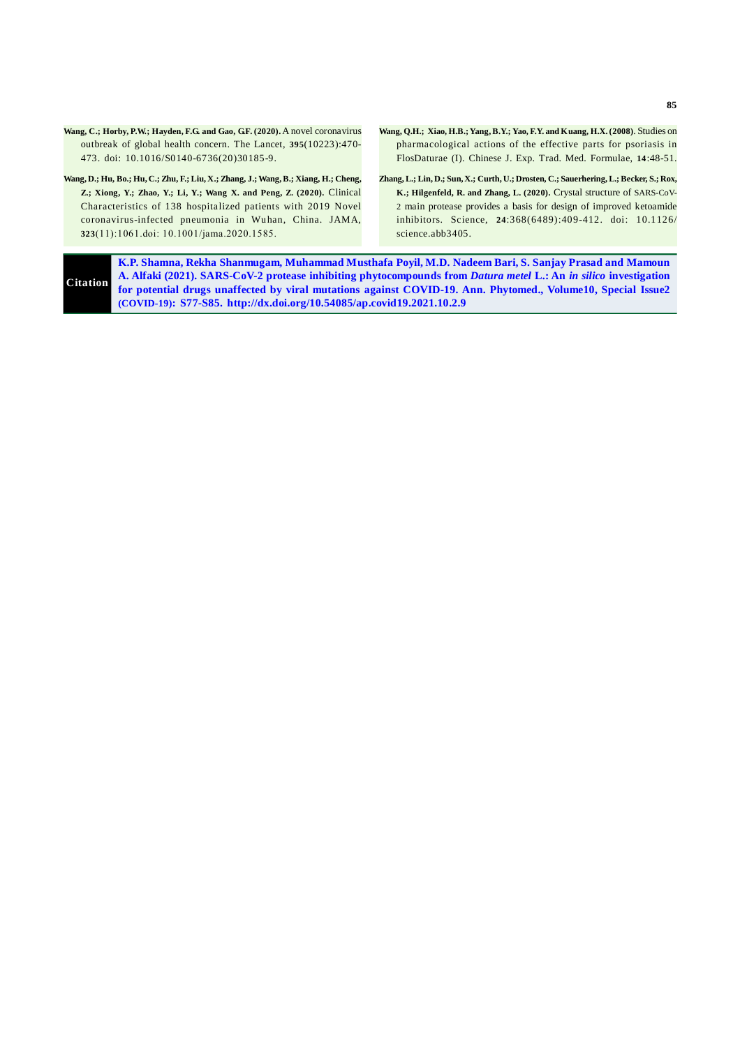**Wang, C.; Horby, P.W.; Hayden, F.G. and Gao, G.F. (2020).** A novel coronavirus outbreak of global health concern. The Lancet, **395**(10223):470-473. doi: 10.1016/S0140-6736(20)30185-9.

**Wang, D.; Hu, Bo.; Hu, C.; Zhu, F.; Liu, X.; Zhang, J.; Wang, B.; Xiang, H.; Cheng, Z.; Xiong, Y.; Zhao, Y.; Li, Y.; Wang X. and Peng, Z. (2020).** Clinical Characteristics of 138 hospitalized patients with 2019 Novel coronavirus-infected pneumonia in Wuhan, China. JAMA, **323**(11):1061.doi: 10.1001/jama.2020.1585.

**Wang, Q.H.; Xiao, H.B.; Yang, B.Y.; Yao, F.Y. and Kuang, H.X. (2008).** Studies on pharmacological actions of the effective parts for psoriasis in FlosDaturae (I). Chinese J. Exp. Trad. Med. Formulae, **14**:48-51.

**Zhang, L.; Lin, D.; Sun, X.; Curth, U.; Drosten, C.; Sauerhering, L.; Becker, S.; Rox, K.; Hilgenfeld, R. and Zhang, L. (2020).** Crystal structure of SARS-CoV-2 main protease provides a basis for design of improved ketoamide inhibitors. Science, **24**:368(6489):409-412. doi: 10.1126/science.abb3405.

**Citation** **K.P. Shamna, Rekha Shanmugam, Muhammad Musthafa Poyil, M.D. Nadeem Bari, S. Sanjay Prasad and Mamoun A. Alfaki (2021). SARS-CoV-2 protease inhibiting phytocompounds from *Datura metel* L.: An *in silico* investigation for potential drugs unaffected by viral mutations against COVID-19. Ann. Phytomed., Volume10, Special Issue2 (COVID-19): S77-S85. http://dx.doi.org/10.54085/ap.covid19.2021.10.2.9**